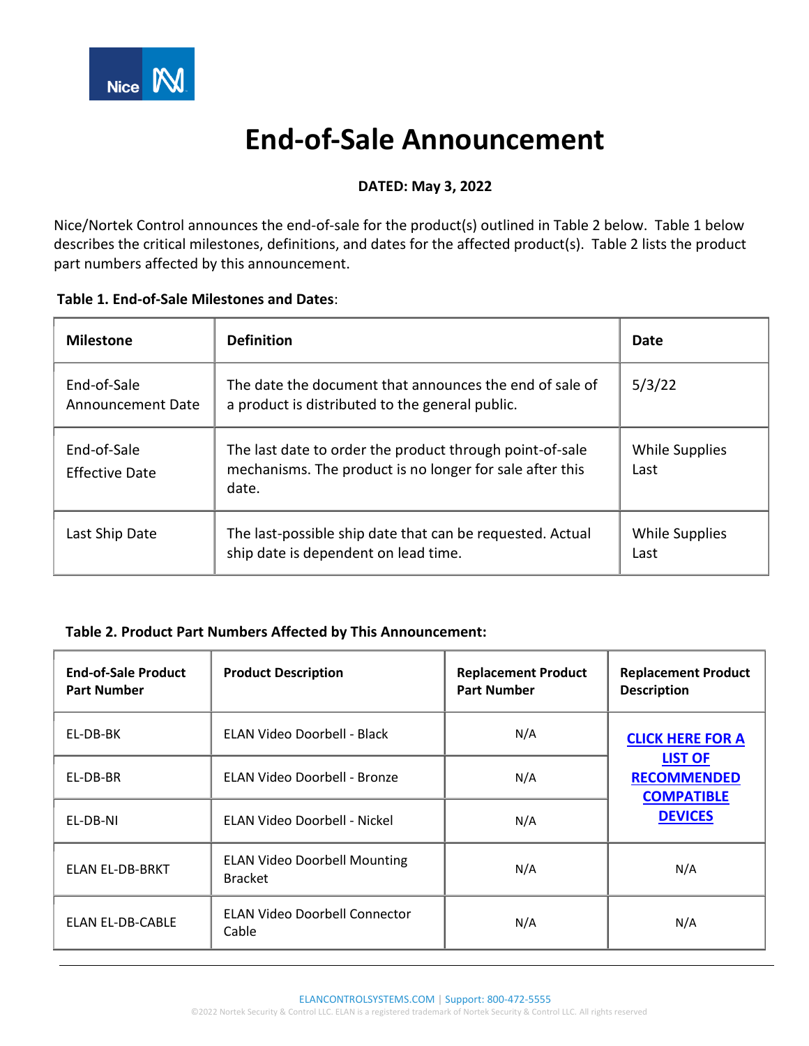# End-of-Sale Announcement

**DATED: May 3, 2022**

Nice/Nortek Control announces the end-of-sale for the product(s) outlined in Table 2 below. Table 1 below describes the critical milestones, definitions, and dates for the affected product(s). Table 2 lists the product part numbers affected by this announcement.

**Table 1. End-of-Sale Milestones and Dates**:

| Milestone | Definition | Date |
| --- | --- | --- |
| End-of-Sale Announcement Date | The date the document that announces the end of sale of a product is distributed to the general public. | 5/3/22 |
| End-of-Sale Effective Date | The last date to order the product through point-of-sale mechanisms. The product is no longer for sale after this date. | While Supplies Last |
| Last Ship Date | The last-possible ship date that can be requested. Actual ship date is dependent on lead time. | While Supplies Last |

**Table 2. Product Part Numbers Affected by This Announcement:**

| End-of-Sale Product Part Number | Product Description | Replacement Product Part Number | Replacement Product Description |
| --- | --- | --- | --- |
| EL-DB-BK | ELAN Video Doorbell - Black | N/A | **CLICK HERE FOR A LIST OF RECOMMENDED COMPATIBLE DEVICES** |
| EL-DB-BR | ELAN Video Doorbell - Bronze | N/A | |
| EL-DB-NI | ELAN Video Doorbell - Nickel | N/A | |
| ELAN EL-DB-BRKT | ELAN Video Doorbell Mounting Bracket | N/A | N/A |
| ELAN EL-DB-CABLE | ELAN Video Doorbell Connector Cable | N/A | N/A |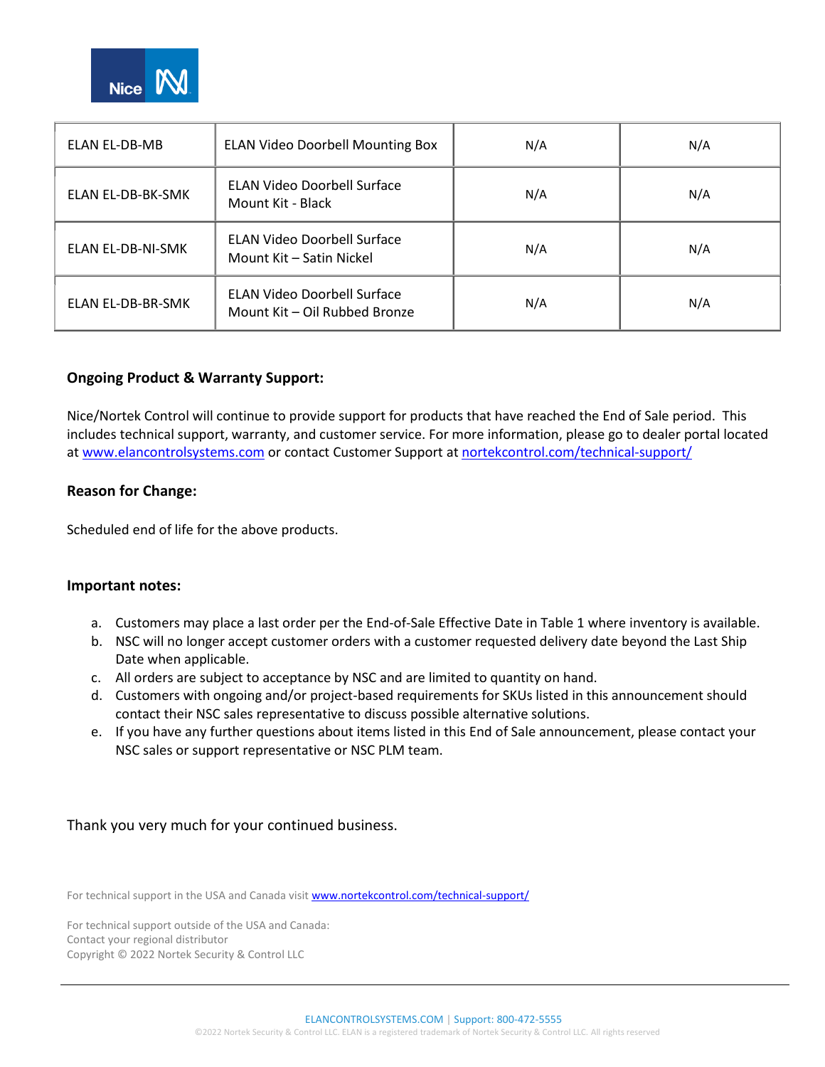| | | | |
|---|---|---|---|
| ELAN EL-DB-MB | ELAN Video Doorbell Mounting Box | N/A | N/A |
| ELAN EL-DB-BK-SMK | ELAN Video Doorbell Surface Mount Kit - Black | N/A | N/A |
| ELAN EL-DB-NI-SMK | ELAN Video Doorbell Surface Mount Kit – Satin Nickel | N/A | N/A |
| ELAN EL-DB-BR-SMK | ELAN Video Doorbell Surface Mount Kit – Oil Rubbed Bronze | N/A | N/A |

**Ongoing Product & Warranty Support:**

Nice/Nortek Control will continue to provide support for products that have reached the End of Sale period. This includes technical support, warranty, and customer service. For more information, please go to dealer portal located at www.elancontrolsystems.com or contact Customer Support at nortekcontrol.com/technical-support/

**Reason for Change:**

Scheduled end of life for the above products.

**Important notes:**

a. Customers may place a last order per the End-of-Sale Effective Date in Table 1 where inventory is available.
b. NSC will no longer accept customer orders with a customer requested delivery date beyond the Last Ship Date when applicable.
c. All orders are subject to acceptance by NSC and are limited to quantity on hand.
d. Customers with ongoing and/or project-based requirements for SKUs listed in this announcement should contact their NSC sales representative to discuss possible alternative solutions.
e. If you have any further questions about items listed in this End of Sale announcement, please contact your NSC sales or support representative or NSC PLM team.

Thank you very much for your continued business.

For technical support in the USA and Canada visit www.nortekcontrol.com/technical-support/

For technical support outside of the USA and Canada:
Contact your regional distributor
Copyright © 2022 Nortek Security & Control LLC